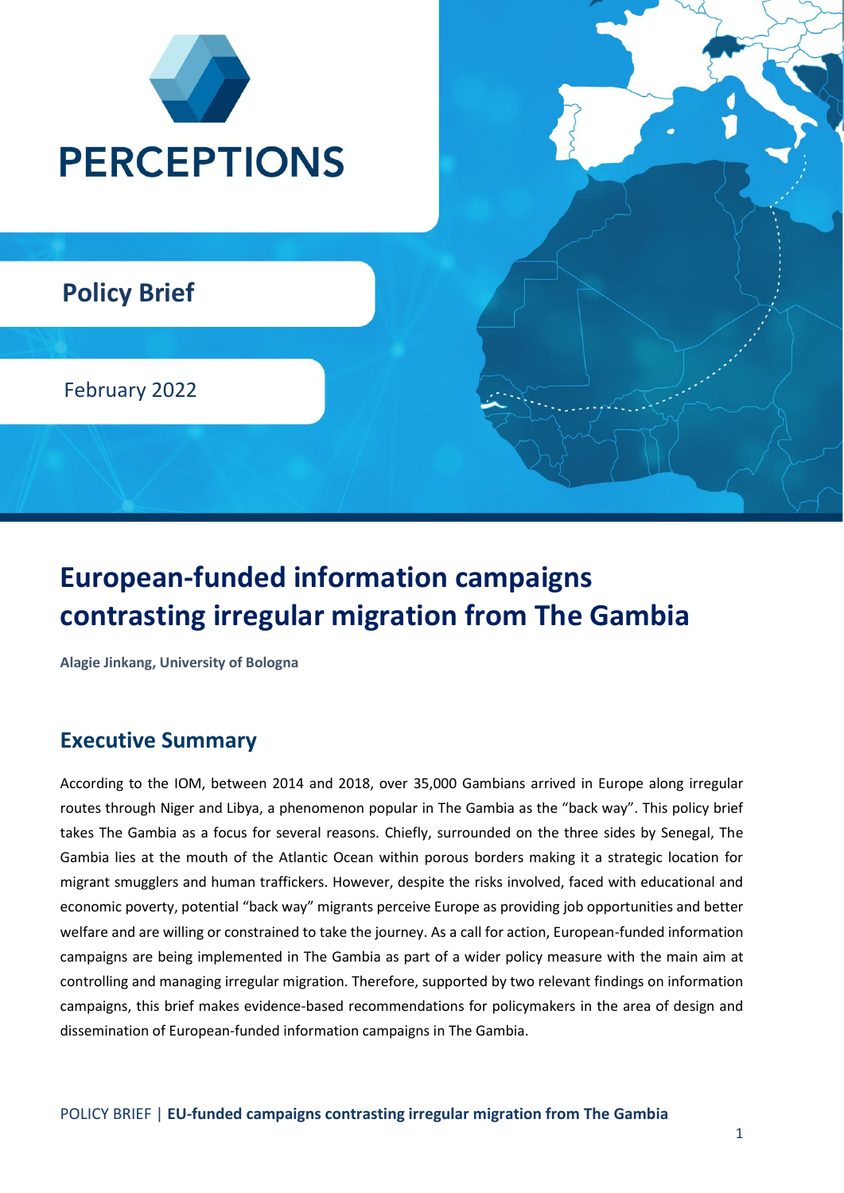PERCEPTIONS

Policy Brief

February 2022

# European-funded information campaigns contrasting irregular migration from The Gambia

**Alagie Jinkang, University of Bologna**

## Executive Summary

According to the IOM, between 2014 and 2018, over 35,000 Gambians arrived in Europe along irregular routes through Niger and Libya, a phenomenon popular in The Gambia as the "back way". This policy brief takes The Gambia as a focus for several reasons. Chiefly, surrounded on the three sides by Senegal, The Gambia lies at the mouth of the Atlantic Ocean within porous borders making it a strategic location for migrant smugglers and human traffickers. However, despite the risks involved, faced with educational and economic poverty, potential "back way" migrants perceive Europe as providing job opportunities and better welfare and are willing or constrained to take the journey. As a call for action, European-funded information campaigns are being implemented in The Gambia as part of a wider policy measure with the main aim at controlling and managing irregular migration. Therefore, supported by two relevant findings on information campaigns, this brief makes evidence-based recommendations for policymakers in the area of design and dissemination of European-funded information campaigns in The Gambia.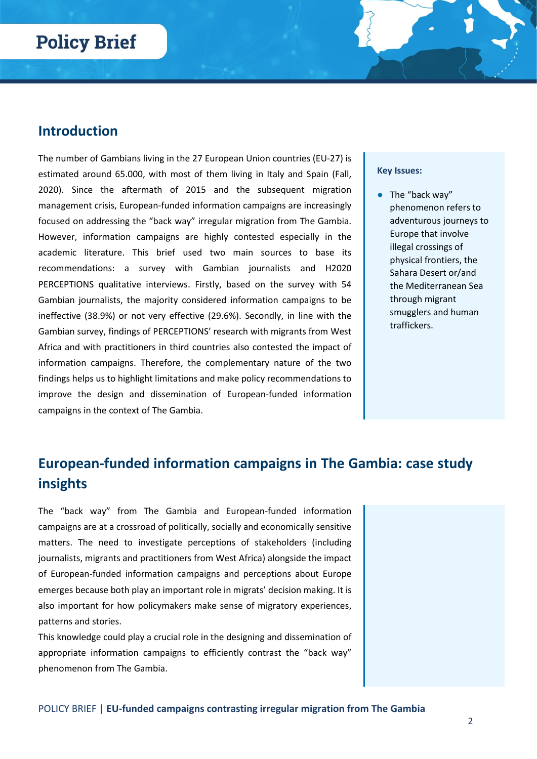# Policy Brief

## Introduction

The number of Gambians living in the 27 European Union countries (EU-27) is estimated around 65.000, with most of them living in Italy and Spain (Fall, 2020). Since the aftermath of 2015 and the subsequent migration management crisis, European-funded information campaigns are increasingly focused on addressing the "back way" irregular migration from The Gambia. However, information campaigns are highly contested especially in the academic literature. This brief used two main sources to base its recommendations: a survey with Gambian journalists and H2020 PERCEPTIONS qualitative interviews. Firstly, based on the survey with 54 Gambian journalists, the majority considered information campaigns to be ineffective (38.9%) or not very effective (29.6%). Secondly, in line with the Gambian survey, findings of PERCEPTIONS' research with migrants from West Africa and with practitioners in third countries also contested the impact of information campaigns. Therefore, the complementary nature of the two findings helps us to highlight limitations and make policy recommendations to improve the design and dissemination of European-funded information campaigns in the context of The Gambia.

**Key Issues:**

- The "back way" phenomenon refers to adventurous journeys to Europe that involve illegal crossings of physical frontiers, the Sahara Desert or/and the Mediterranean Sea through migrant smugglers and human traffickers.

## European-funded information campaigns in The Gambia: case study insights

The "back way" from The Gambia and European-funded information campaigns are at a crossroad of politically, socially and economically sensitive matters. The need to investigate perceptions of stakeholders (including journalists, migrants and practitioners from West Africa) alongside the impact of European-funded information campaigns and perceptions about Europe emerges because both play an important role in migrats' decision making. It is also important for how policymakers make sense of migratory experiences, patterns and stories.

This knowledge could play a crucial role in the designing and dissemination of appropriate information campaigns to efficiently contrast the "back way" phenomenon from The Gambia.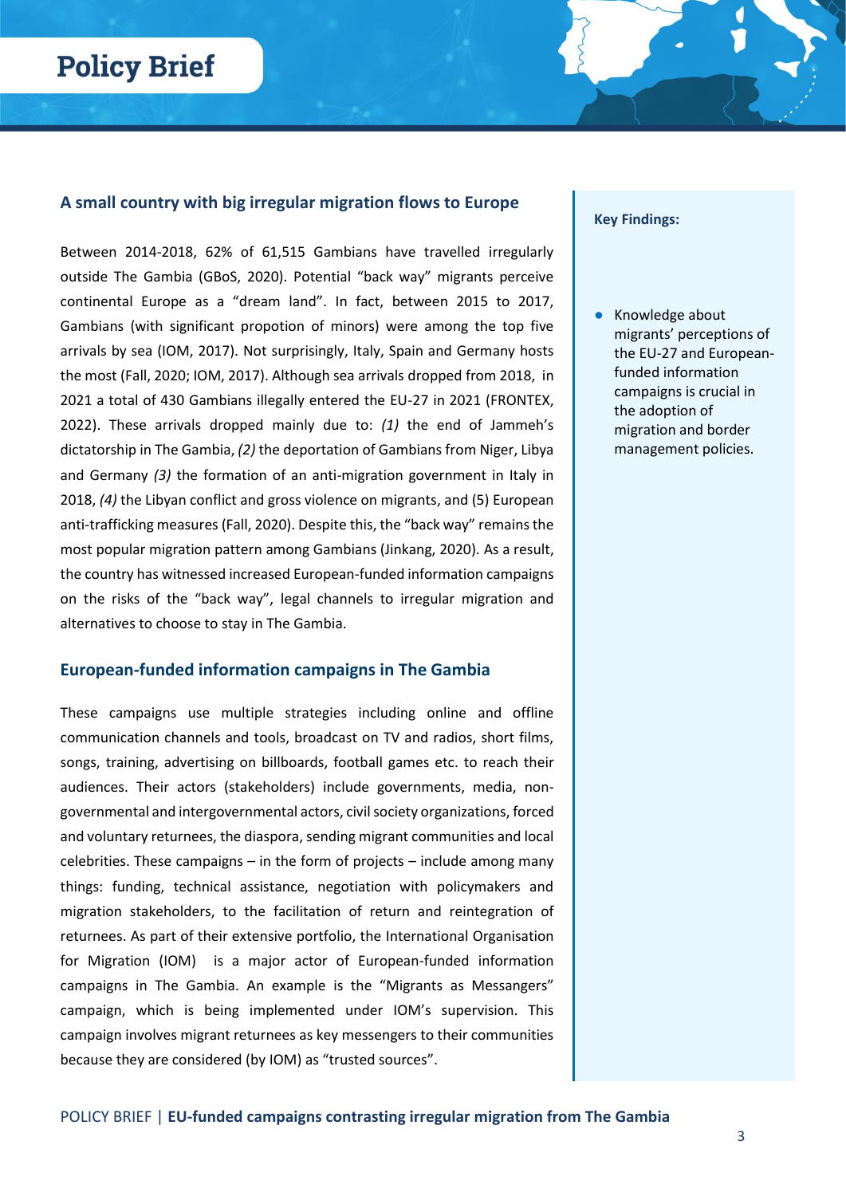## A small country with big irregular migration flows to Europe

Between 2014-2018, 62% of 61,515 Gambians have travelled irregularly outside The Gambia (GBoS, 2020). Potential "back way" migrants perceive continental Europe as a "dream land". In fact, between 2015 to 2017, Gambians (with significant propotion of minors) were among the top five arrivals by sea (IOM, 2017). Not surprisingly, Italy, Spain and Germany hosts the most (Fall, 2020; IOM, 2017). Although sea arrivals dropped from 2018, in 2021 a total of 430 Gambians illegally entered the EU-27 in 2021 (FRONTEX, 2022). These arrivals dropped mainly due to: *(1)* the end of Jammeh's dictatorship in The Gambia, *(2)* the deportation of Gambians from Niger, Libya and Germany *(3)* the formation of an anti-migration government in Italy in 2018, *(4)* the Libyan conflict and gross violence on migrants, and (5) European anti-trafficking measures (Fall, 2020). Despite this, the "back way" remains the most popular migration pattern among Gambians (Jinkang, 2020). As a result, the country has witnessed increased European-funded information campaigns on the risks of the "back way", legal channels to irregular migration and alternatives to choose to stay in The Gambia.

## European-funded information campaigns in The Gambia

These campaigns use multiple strategies including online and offline communication channels and tools, broadcast on TV and radios, short films, songs, training, advertising on billboards, football games etc. to reach their audiences. Their actors (stakeholders) include governments, media, non-governmental and intergovernmental actors, civil society organizations, forced and voluntary returnees, the diaspora, sending migrant communities and local celebrities. These campaigns – in the form of projects – include among many things: funding, technical assistance, negotiation with policymakers and migration stakeholders, to the facilitation of return and reintegration of returnees. As part of their extensive portfolio, the International Organisation for Migration (IOM) is a major actor of European-funded information campaigns in The Gambia. An example is the "Migrants as Messangers" campaign, which is being implemented under IOM's supervision. This campaign involves migrant returnees as key messengers to their communities because they are considered (by IOM) as "trusted sources".

**Key Findings:**

- Knowledge about migrants' perceptions of the EU-27 and European-funded information campaigns is crucial in the adoption of migration and border management policies.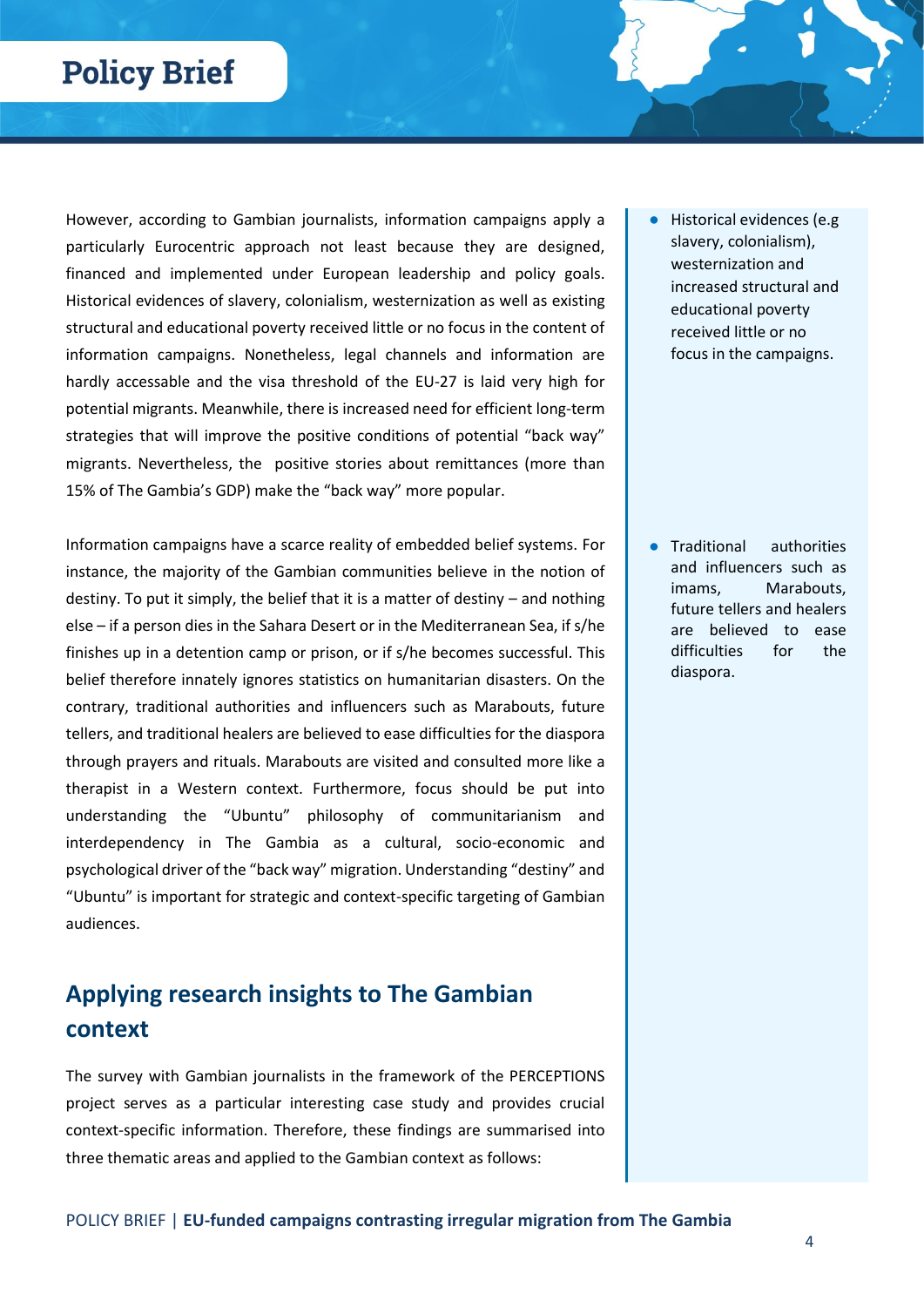However, according to Gambian journalists, information campaigns apply a particularly Eurocentric approach not least because they are designed, financed and implemented under European leadership and policy goals. Historical evidences of slavery, colonialism, westernization as well as existing structural and educational poverty received little or no focus in the content of information campaigns. Nonetheless, legal channels and information are hardly accessable and the visa threshold of the EU-27 is laid very high for potential migrants. Meanwhile, there is increased need for efficient long-term strategies that will improve the positive conditions of potential "back way" migrants. Nevertheless, the positive stories about remittances (more than 15% of The Gambia's GDP) make the "back way" more popular.

- Historical evidences (e.g slavery, colonialism), westernization and increased structural and educational poverty received little or no focus in the campaigns.

Information campaigns have a scarce reality of embedded belief systems. For instance, the majority of the Gambian communities believe in the notion of destiny. To put it simply, the belief that it is a matter of destiny – and nothing else – if a person dies in the Sahara Desert or in the Mediterranean Sea, if s/he finishes up in a detention camp or prison, or if s/he becomes successful. This belief therefore innately ignores statistics on humanitarian disasters. On the contrary, traditional authorities and influencers such as Marabouts, future tellers, and traditional healers are believed to ease difficulties for the diaspora through prayers and rituals. Marabouts are visited and consulted more like a therapist in a Western context. Furthermore, focus should be put into understanding the "Ubuntu" philosophy of communitarianism and interdependency in The Gambia as a cultural, socio-economic and psychological driver of the "back way" migration. Understanding "destiny" and "Ubuntu" is important for strategic and context-specific targeting of Gambian audiences.

- Traditional authorities and influencers such as imams, Marabouts, future tellers and healers are believed to ease difficulties for the diaspora.

## Applying research insights to The Gambian context

The survey with Gambian journalists in the framework of the PERCEPTIONS project serves as a particular interesting case study and provides crucial context-specific information. Therefore, these findings are summarised into three thematic areas and applied to the Gambian context as follows: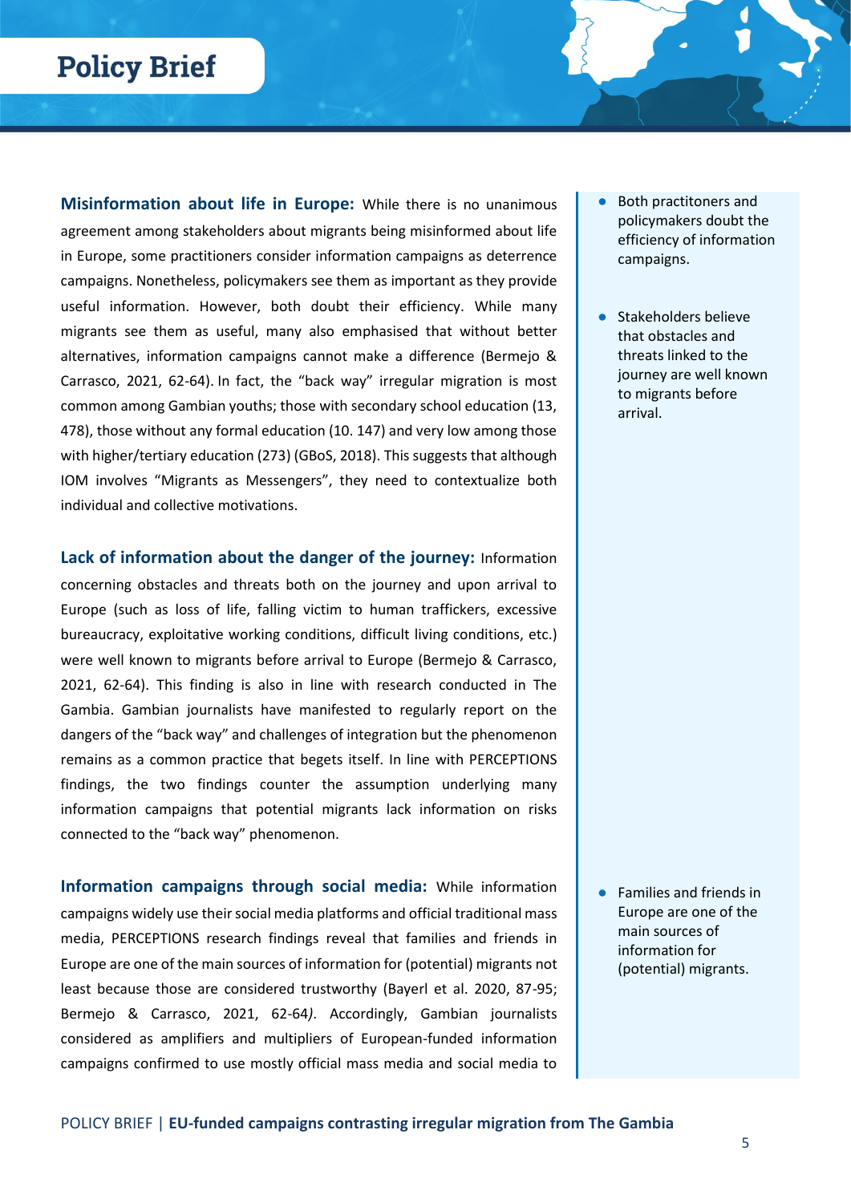**Misinformation about life in Europe:** While there is no unanimous agreement among stakeholders about migrants being misinformed about life in Europe, some practitioners consider information campaigns as deterrence campaigns. Nonetheless, policymakers see them as important as they provide useful information. However, both doubt their efficiency. While many migrants see them as useful, many also emphasised that without better alternatives, information campaigns cannot make a difference (Bermejo & Carrasco, 2021, 62-64). In fact, the "back way" irregular migration is most common among Gambian youths; those with secondary school education (13, 478), those without any formal education (10. 147) and very low among those with higher/tertiary education (273) (GBoS, 2018). This suggests that although IOM involves "Migrants as Messengers", they need to contextualize both individual and collective motivations.

- Both practitioners and policymakers doubt the efficiency of information campaigns.
- Stakeholders believe that obstacles and threats linked to the journey are well known to migrants before arrival.

**Lack of information about the danger of the journey:** Information concerning obstacles and threats both on the journey and upon arrival to Europe (such as loss of life, falling victim to human traffickers, excessive bureaucracy, exploitative working conditions, difficult living conditions, etc.) were well known to migrants before arrival to Europe (Bermejo & Carrasco, 2021, 62-64). This finding is also in line with research conducted in The Gambia. Gambian journalists have manifested to regularly report on the dangers of the "back way" and challenges of integration but the phenomenon remains as a common practice that begets itself. In line with PERCEPTIONS findings, the two findings counter the assumption underlying many information campaigns that potential migrants lack information on risks connected to the "back way" phenomenon.

**Information campaigns through social media:** While information campaigns widely use their social media platforms and official traditional mass media, PERCEPTIONS research findings reveal that families and friends in Europe are one of the main sources of information for (potential) migrants not least because those are considered trustworthy (Bayerl et al. 2020, 87-95; Bermejo & Carrasco, 2021, 62-64*)*. Accordingly, Gambian journalists considered as amplifiers and multipliers of European-funded information campaigns confirmed to use mostly official mass media and social media to

- Families and friends in Europe are one of the main sources of information for (potential) migrants.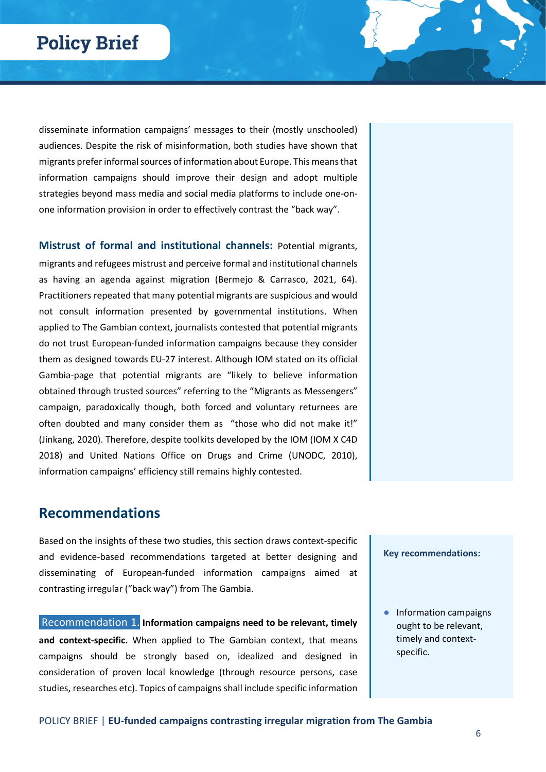disseminate information campaigns' messages to their (mostly unschooled) audiences. Despite the risk of misinformation, both studies have shown that migrants prefer informal sources of information about Europe. This means that information campaigns should improve their design and adopt multiple strategies beyond mass media and social media platforms to include one-on-one information provision in order to effectively contrast the "back way".

**Mistrust of formal and institutional channels:** Potential migrants, migrants and refugees mistrust and perceive formal and institutional channels as having an agenda against migration (Bermejo & Carrasco, 2021, 64). Practitioners repeated that many potential migrants are suspicious and would not consult information presented by governmental institutions. When applied to The Gambian context, journalists contested that potential migrants do not trust European-funded information campaigns because they consider them as designed towards EU-27 interest. Although IOM stated on its official Gambia-page that potential migrants are "likely to believe information obtained through trusted sources" referring to the "Migrants as Messengers" campaign, paradoxically though, both forced and voluntary returnees are often doubted and many consider them as "those who did not make it!" (Jinkang, 2020). Therefore, despite toolkits developed by the IOM (IOM X C4D 2018) and United Nations Office on Drugs and Crime (UNODC, 2010), information campaigns' efficiency still remains highly contested.

## Recommendations

Based on the insights of these two studies, this section draws context-specific and evidence-based recommendations targeted at better designing and disseminating of European-funded information campaigns aimed at contrasting irregular ("back way") from The Gambia.

Recommendation 1. **Information campaigns need to be relevant, timely and context-specific.** When applied to The Gambian context, that means campaigns should be strongly based on, idealized and designed in consideration of proven local knowledge (through resource persons, case studies, researches etc). Topics of campaigns shall include specific information

**Key recommendations:**

- Information campaigns ought to be relevant, timely and context-specific.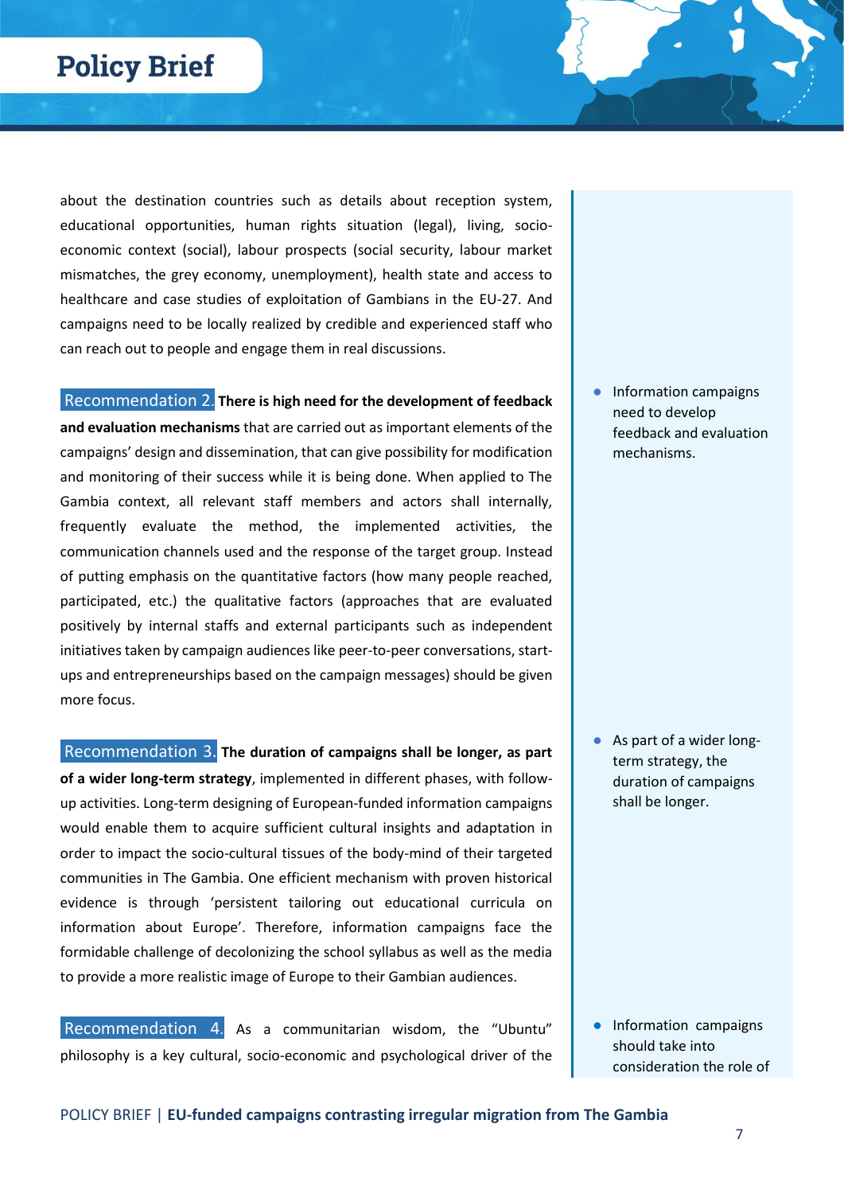about the destination countries such as details about reception system, educational opportunities, human rights situation (legal), living, socio-economic context (social), labour prospects (social security, labour market mismatches, the grey economy, unemployment), health state and access to healthcare and case studies of exploitation of Gambians in the EU-27. And campaigns need to be locally realized by credible and experienced staff who can reach out to people and engage them in real discussions.

Recommendation 2. **There is high need for the development of feedback and evaluation mechanisms** that are carried out as important elements of the campaigns' design and dissemination, that can give possibility for modification and monitoring of their success while it is being done. When applied to The Gambia context, all relevant staff members and actors shall internally, frequently evaluate the method, the implemented activities, the communication channels used and the response of the target group. Instead of putting emphasis on the quantitative factors (how many people reached, participated, etc.) the qualitative factors (approaches that are evaluated positively by internal staffs and external participants such as independent initiatives taken by campaign audiences like peer-to-peer conversations, start-ups and entrepreneurships based on the campaign messages) should be given more focus.

- Information campaigns need to develop feedback and evaluation mechanisms.

Recommendation 3. **The duration of campaigns shall be longer, as part of a wider long-term strategy**, implemented in different phases, with follow-up activities. Long-term designing of European-funded information campaigns would enable them to acquire sufficient cultural insights and adaptation in order to impact the socio-cultural tissues of the body-mind of their targeted communities in The Gambia. One efficient mechanism with proven historical evidence is through 'persistent tailoring out educational curricula on information about Europe'. Therefore, information campaigns face the formidable challenge of decolonizing the school syllabus as well as the media to provide a more realistic image of Europe to their Gambian audiences.

- As part of a wider long-term strategy, the duration of campaigns shall be longer.

Recommendation 4. As a communitarian wisdom, the "Ubuntu" philosophy is a key cultural, socio-economic and psychological driver of the

- Information campaigns should take into consideration the role of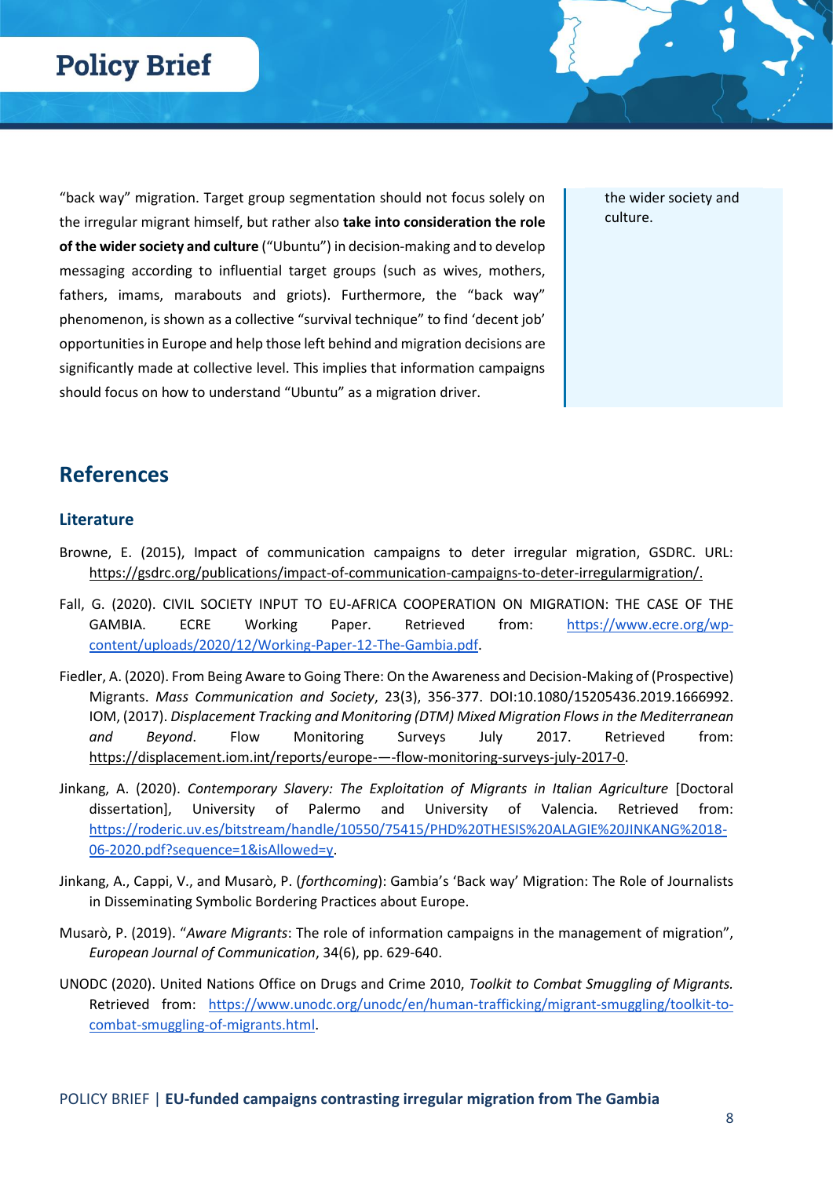"back way" migration. Target group segmentation should not focus solely on the irregular migrant himself, but rather also **take into consideration the role of the wider society and culture** ("Ubuntu") in decision-making and to develop messaging according to influential target groups (such as wives, mothers, fathers, imams, marabouts and griots). Furthermore, the "back way" phenomenon, is shown as a collective "survival technique" to find 'decent job' opportunities in Europe and help those left behind and migration decisions are significantly made at collective level. This implies that information campaigns should focus on how to understand "Ubuntu" as a migration driver.

the wider society and culture.

## References

### Literature

Browne, E. (2015), Impact of communication campaigns to deter irregular migration, GSDRC. URL: https://gsdrc.org/publications/impact-of-communication-campaigns-to-deter-irregularmigration/.

Fall, G. (2020). CIVIL SOCIETY INPUT TO EU-AFRICA COOPERATION ON MIGRATION: THE CASE OF THE GAMBIA. ECRE Working Paper. Retrieved from: https://www.ecre.org/wp-content/uploads/2020/12/Working-Paper-12-The-Gambia.pdf.

Fiedler, A. (2020). From Being Aware to Going There: On the Awareness and Decision-Making of (Prospective) Migrants. *Mass Communication and Society*, 23(3), 356-377. DOI:10.1080/15205436.2019.1666992. IOM, (2017). *Displacement Tracking and Monitoring (DTM) Mixed Migration Flows in the Mediterranean and Beyond*. Flow Monitoring Surveys July 2017. Retrieved from: https://displacement.iom.int/reports/europe-—-flow-monitoring-surveys-july-2017-0.

Jinkang, A. (2020). *Contemporary Slavery: The Exploitation of Migrants in Italian Agriculture* [Doctoral dissertation], University of Palermo and University of Valencia. Retrieved from: https://roderic.uv.es/bitstream/handle/10550/75415/PHD%20THESIS%20ALAGIE%20JINKANG%2018-06-2020.pdf?sequence=1&isAllowed=y.

Jinkang, A., Cappi, V., and Musarò, P. (*forthcoming*): Gambia's 'Back way' Migration: The Role of Journalists in Disseminating Symbolic Bordering Practices about Europe.

Musarò, P. (2019). "*Aware Migrants*: The role of information campaigns in the management of migration", *European Journal of Communication*, 34(6), pp. 629-640.

UNODC (2020). United Nations Office on Drugs and Crime 2010, *Toolkit to Combat Smuggling of Migrants.* Retrieved from: https://www.unodc.org/unodc/en/human-trafficking/migrant-smuggling/toolkit-to-combat-smuggling-of-migrants.html.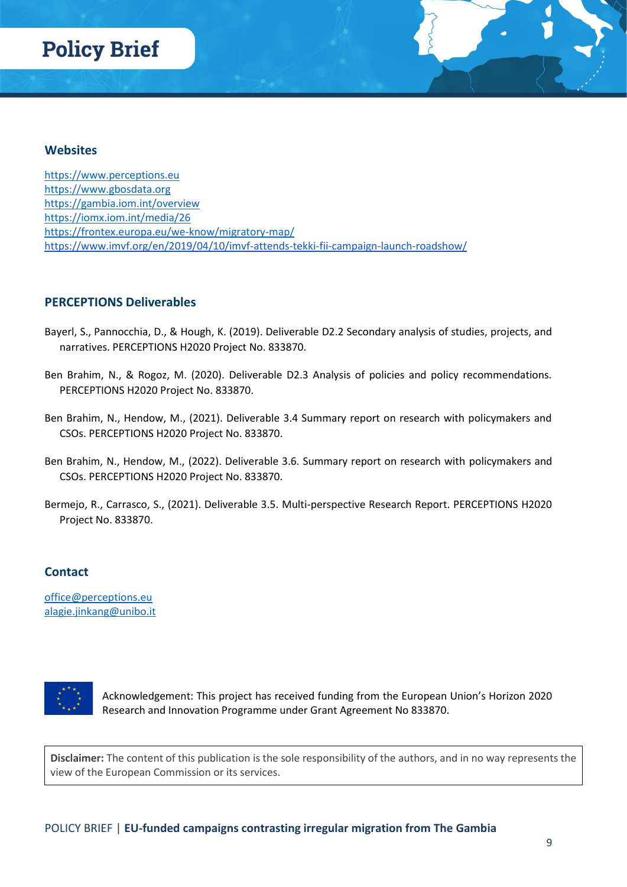## Websites

https://www.perceptions.eu
https://www.gbosdata.org
https://gambia.iom.int/overview
https://iomx.iom.int/media/26
https://frontex.europa.eu/we-know/migratory-map/
https://www.imvf.org/en/2019/04/10/imvf-attends-tekki-fii-campaign-launch-roadshow/

## PERCEPTIONS Deliverables

Bayerl, S., Pannocchia, D., & Hough, K. (2019). Deliverable D2.2 Secondary analysis of studies, projects, and narratives. PERCEPTIONS H2020 Project No. 833870.

Ben Brahim, N., & Rogoz, M. (2020). Deliverable D2.3 Analysis of policies and policy recommendations. PERCEPTIONS H2020 Project No. 833870.

Ben Brahim, N., Hendow, M., (2021). Deliverable 3.4 Summary report on research with policymakers and CSOs. PERCEPTIONS H2020 Project No. 833870.

Ben Brahim, N., Hendow, M., (2022). Deliverable 3.6. Summary report on research with policymakers and CSOs. PERCEPTIONS H2020 Project No. 833870.

Bermejo, R., Carrasco, S., (2021). Deliverable 3.5. Multi-perspective Research Report. PERCEPTIONS H2020 Project No. 833870.

## Contact

office@perceptions.eu
alagie.jinkang@unibo.it

Acknowledgement: This project has received funding from the European Union's Horizon 2020 Research and Innovation Programme under Grant Agreement No 833870.

**Disclaimer:** The content of this publication is the sole responsibility of the authors, and in no way represents the view of the European Commission or its services.